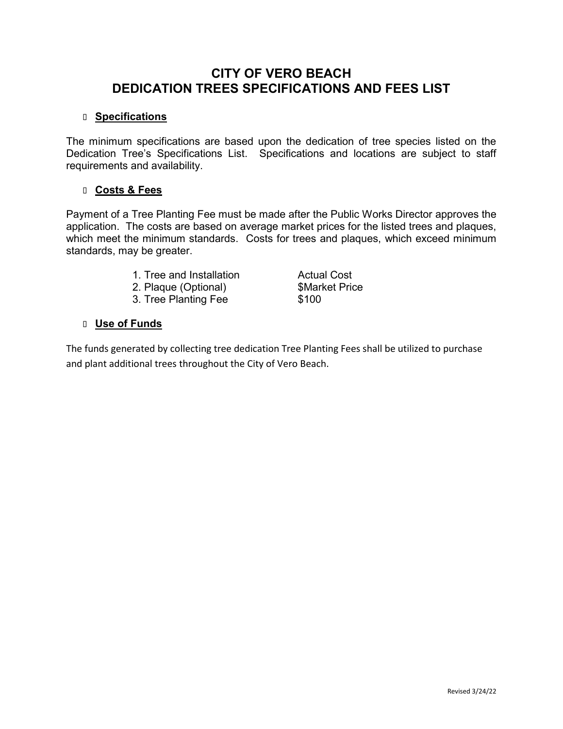# CITY OF VERO BEACH
# DEDICATION TREES SPECIFICATIONS AND FEES LIST

- **Specifications**

The minimum specifications are based upon the dedication of tree species listed on the Dedication Tree's Specifications List. Specifications and locations are subject to staff requirements and availability.

- **Costs & Fees**

Payment of a Tree Planting Fee must be made after the Public Works Director approves the application. The costs are based on average market prices for the listed trees and plaques, which meet the minimum standards. Costs for trees and plaques, which exceed minimum standards, may be greater.

| Item | Cost |
|---|---|
| 1. Tree and Installation | Actual Cost |
| 2. Plaque (Optional) | $Market Price |
| 3. Tree Planting Fee | $100 |

- **Use of Funds**

The funds generated by collecting tree dedication Tree Planting Fees shall be utilized to purchase and plant additional trees throughout the City of Vero Beach.

Revised 3/24/22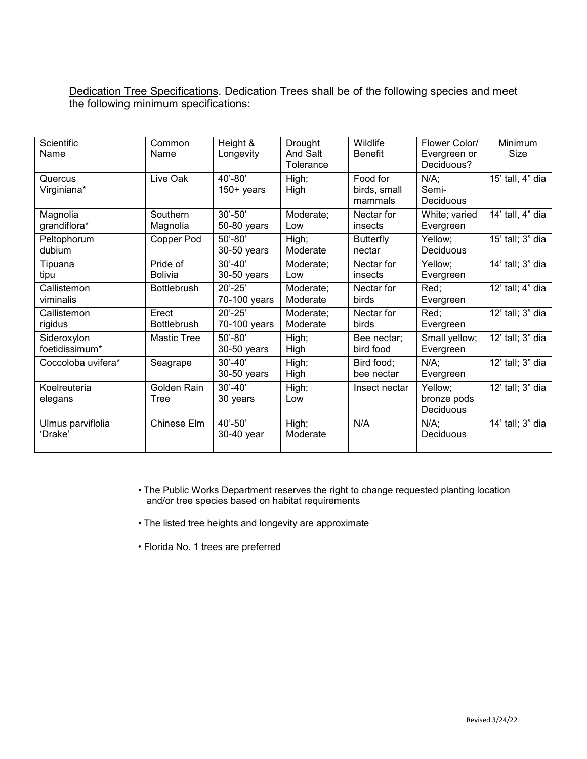<u>Dedication Tree Specifications</u>. Dedication Trees shall be of the following species and meet the following minimum specifications:

| Scientific Name | Common Name | Height & Longevity | Drought And Salt Tolerance | Wildlife Benefit | Flower Color/ Evergreen or Deciduous? | Minimum Size |
|---|---|---|---|---|---|---|
| Quercus Virginiana* | Live Oak | 40'-80' 150+ years | High; High | Food for birds, small mammals | N/A; Semi-Deciduous | 15' tall, 4" dia |
| Magnolia grandiflora* | Southern Magnolia | 30'-50' 50-80 years | Moderate; Low | Nectar for insects | White; varied Evergreen | 14' tall, 4" dia |
| Peltophorum dubium | Copper Pod | 50'-80' 30-50 years | High; Moderate | Butterfly nectar | Yellow; Deciduous | 15' tall; 3" dia |
| Tipuana tipu | Pride of Bolivia | 30'-40' 30-50 years | Moderate; Low | Nectar for insects | Yellow; Evergreen | 14' tall; 3" dia |
| Callistemon viminalis | Bottlebrush | 20'-25' 70-100 years | Moderate; Moderate | Nectar for birds | Red; Evergreen | 12' tall; 4" dia |
| Callistemon rigidus | Erect Bottlebrush | 20'-25' 70-100 years | Moderate; Moderate | Nectar for birds | Red; Evergreen | 12' tall; 3" dia |
| Sideroxylon foetidissimum* | Mastic Tree | 50'-80' 30-50 years | High; High | Bee nectar; bird food | Small yellow; Evergreen | 12' tall; 3" dia |
| Coccoloba uvifera* | Seagrape | 30'-40' 30-50 years | High; High | Bird food; bee nectar | N/A; Evergreen | 12' tall; 3" dia |
| Koelreuteria elegans | Golden Rain Tree | 30'-40' 30 years | High; Low | Insect nectar | Yellow; bronze pods Deciduous | 12' tall; 3" dia |
| Ulmus parviflolia 'Drake' | Chinese Elm | 40'-50' 30-40 year | High; Moderate | N/A | N/A; Deciduous | 14' tall; 3" dia |

- The Public Works Department reserves the right to change requested planting location and/or tree species based on habitat requirements
- The listed tree heights and longevity are approximate
- Florida No. 1 trees are preferred

Revised 3/24/22